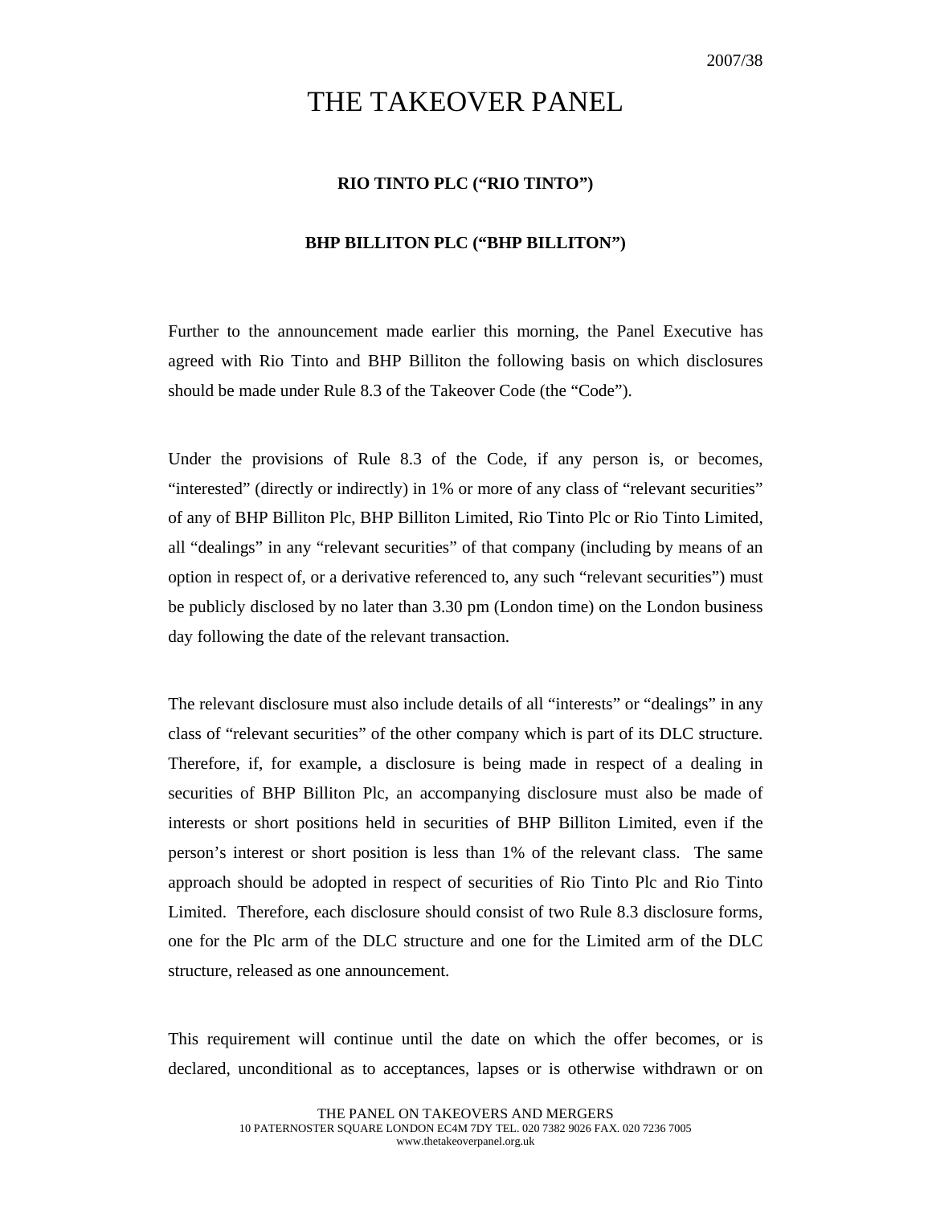2007/38

# THE TAKEOVER PANEL

**RIO TINTO PLC ("RIO TINTO")**

**BHP BILLITON PLC ("BHP BILLITON")**

Further to the announcement made earlier this morning, the Panel Executive has agreed with Rio Tinto and BHP Billiton the following basis on which disclosures should be made under Rule 8.3 of the Takeover Code (the "Code").

Under the provisions of Rule 8.3 of the Code, if any person is, or becomes, "interested" (directly or indirectly) in 1% or more of any class of "relevant securities" of any of BHP Billiton Plc, BHP Billiton Limited, Rio Tinto Plc or Rio Tinto Limited, all "dealings" in any "relevant securities" of that company (including by means of an option in respect of, or a derivative referenced to, any such "relevant securities") must be publicly disclosed by no later than 3.30 pm (London time) on the London business day following the date of the relevant transaction.

The relevant disclosure must also include details of all "interests" or "dealings" in any class of "relevant securities" of the other company which is part of its DLC structure. Therefore, if, for example, a disclosure is being made in respect of a dealing in securities of BHP Billiton Plc, an accompanying disclosure must also be made of interests or short positions held in securities of BHP Billiton Limited, even if the person's interest or short position is less than 1% of the relevant class. The same approach should be adopted in respect of securities of Rio Tinto Plc and Rio Tinto Limited. Therefore, each disclosure should consist of two Rule 8.3 disclosure forms, one for the Plc arm of the DLC structure and one for the Limited arm of the DLC structure, released as one announcement.

This requirement will continue until the date on which the offer becomes, or is declared, unconditional as to acceptances, lapses or is otherwise withdrawn or on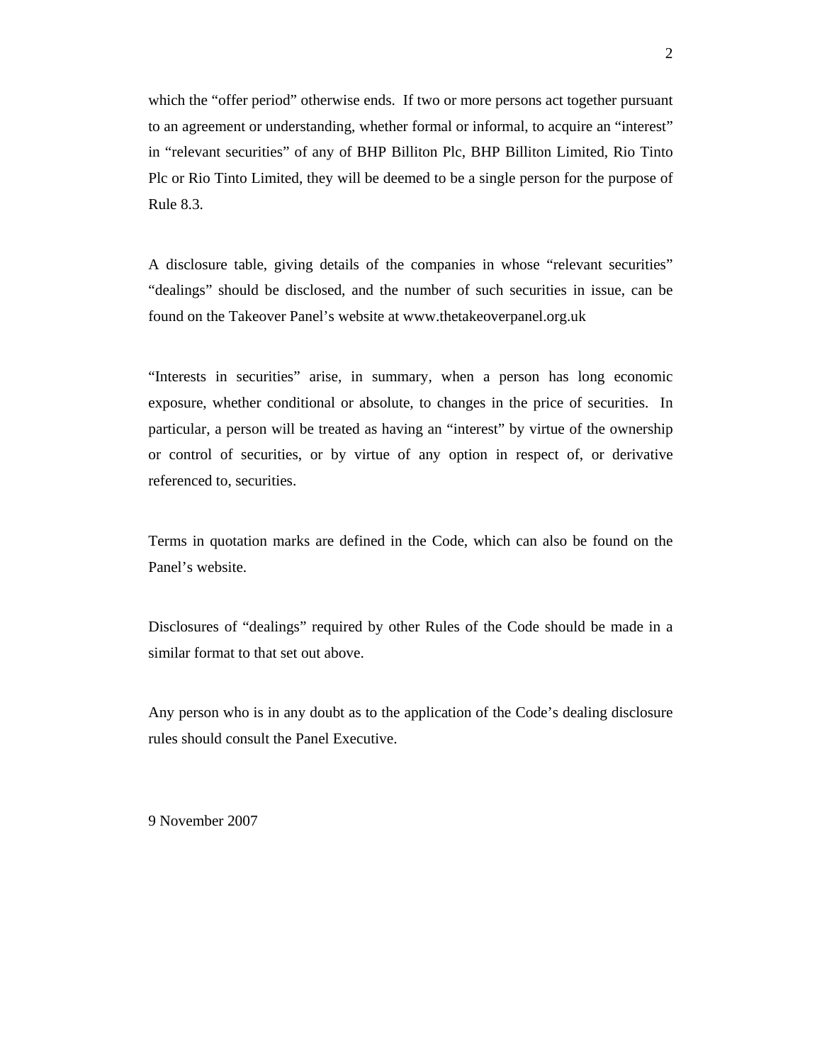which the “offer period” otherwise ends. If two or more persons act together pursuant to an agreement or understanding, whether formal or informal, to acquire an “interest” in “relevant securities” of any of BHP Billiton Plc, BHP Billiton Limited, Rio Tinto Plc or Rio Tinto Limited, they will be deemed to be a single person for the purpose of Rule 8.3.

A disclosure table, giving details of the companies in whose “relevant securities” “dealings” should be disclosed, and the number of such securities in issue, can be found on the Takeover Panel’s website at www.thetakeoverpanel.org.uk

“Interests in securities” arise, in summary, when a person has long economic exposure, whether conditional or absolute, to changes in the price of securities. In particular, a person will be treated as having an “interest” by virtue of the ownership or control of securities, or by virtue of any option in respect of, or derivative referenced to, securities.

Terms in quotation marks are defined in the Code, which can also be found on the Panel’s website.

Disclosures of “dealings” required by other Rules of the Code should be made in a similar format to that set out above.

Any person who is in any doubt as to the application of the Code’s dealing disclosure rules should consult the Panel Executive.

9 November 2007